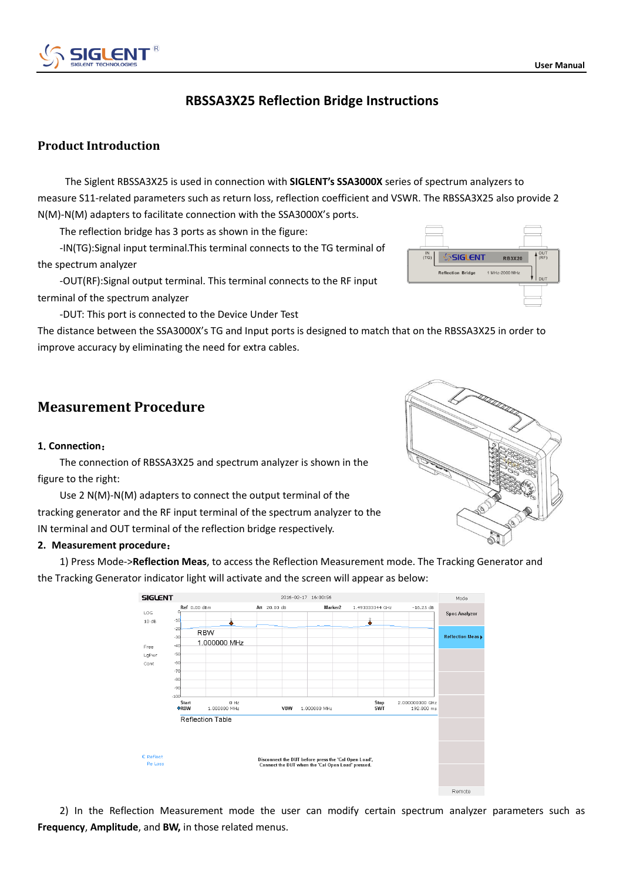# RBSSA3X25 Reflection Bridge Instructions

## Product Introduction

The Siglent RBSSA3X25 is used in connection with **SIGLENT's SSA3000X** series of spectrum analyzers to measure S11-related parameters such as return loss, reflection coefficient and VSWR. The RBSSA3X25 also provide 2 N(M)-N(M) adapters to facilitate connection with the SSA3000X's ports.

The reflection bridge has 3 ports as shown in the figure:

-IN(TG):Signal input terminal.This terminal connects to the TG terminal of the spectrum analyzer

-OUT(RF):Signal output terminal. This terminal connects to the RF input terminal of the spectrum analyzer

-DUT: This port is connected to the Device Under Test

The distance between the SSA3000X's TG and Input ports is designed to match that on the RBSSA3X25 in order to improve accuracy by eliminating the need for extra cables.

## Measurement Procedure

**1. Connection：**

The connection of RBSSA3X25 and spectrum analyzer is shown in the figure to the right:

Use 2 N(M)-N(M) adapters to connect the output terminal of the tracking generator and the RF input terminal of the spectrum analyzer to the IN terminal and OUT terminal of the reflection bridge respectively.

**2. Measurement procedure：**

1) Press Mode->**Reflection Meas**, to access the Reflection Measurement mode. The Tracking Generator and the Tracking Generator indicator light will activate and the screen will appear as below:

2) In the Reflection Measurement mode the user can modify certain spectrum analyzer parameters such as **Frequency**, **Amplitude**, and **BW,** in those related menus.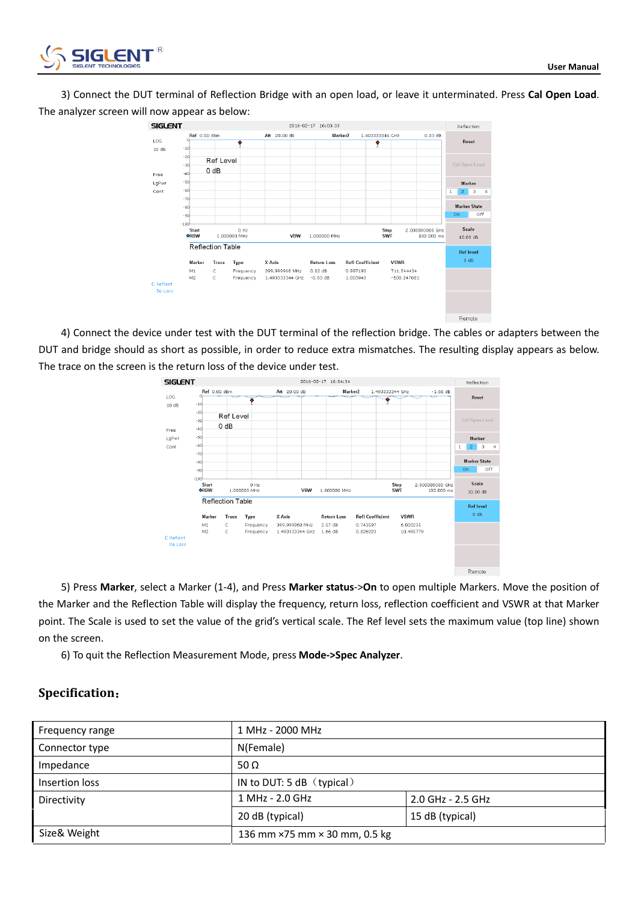3) Connect the DUT terminal of Reflection Bridge with an open load, or leave it unterminated. Press **Cal Open Load**. The analyzer screen will now appear as below:

4) Connect the device under test with the DUT terminal of the reflection bridge. The cables or adapters between the DUT and bridge should as short as possible, in order to reduce extra mismatches. The resulting display appears as below. The trace on the screen is the return loss of the device under test.

5) Press **Marker**, select a Marker (1-4), and Press **Marker status**->**On** to open multiple Markers. Move the position of the Marker and the Reflection Table will display the frequency, return loss, reflection coefficient and VSWR at that Marker point. The Scale is used to set the value of the grid's vertical scale. The Ref level sets the maximum value (top line) shown on the screen.

6) To quit the Reflection Measurement Mode, press **Mode->Spec Analyzer**.

## Specification：

| | | |
|---|---|---|
| Frequency range | 1 MHz - 2000 MHz | |
| Connector type | N(Female) | |
| Impedance | 50 Ω | |
| Insertion loss | IN to DUT: 5 dB（typical） | |
| Directivity | 1 MHz - 2.0 GHz | 2.0 GHz - 2.5 GHz |
| | 20 dB (typical) | 15 dB (typical) |
| Size& Weight | 136 mm ×75 mm × 30 mm, 0.5 kg | |